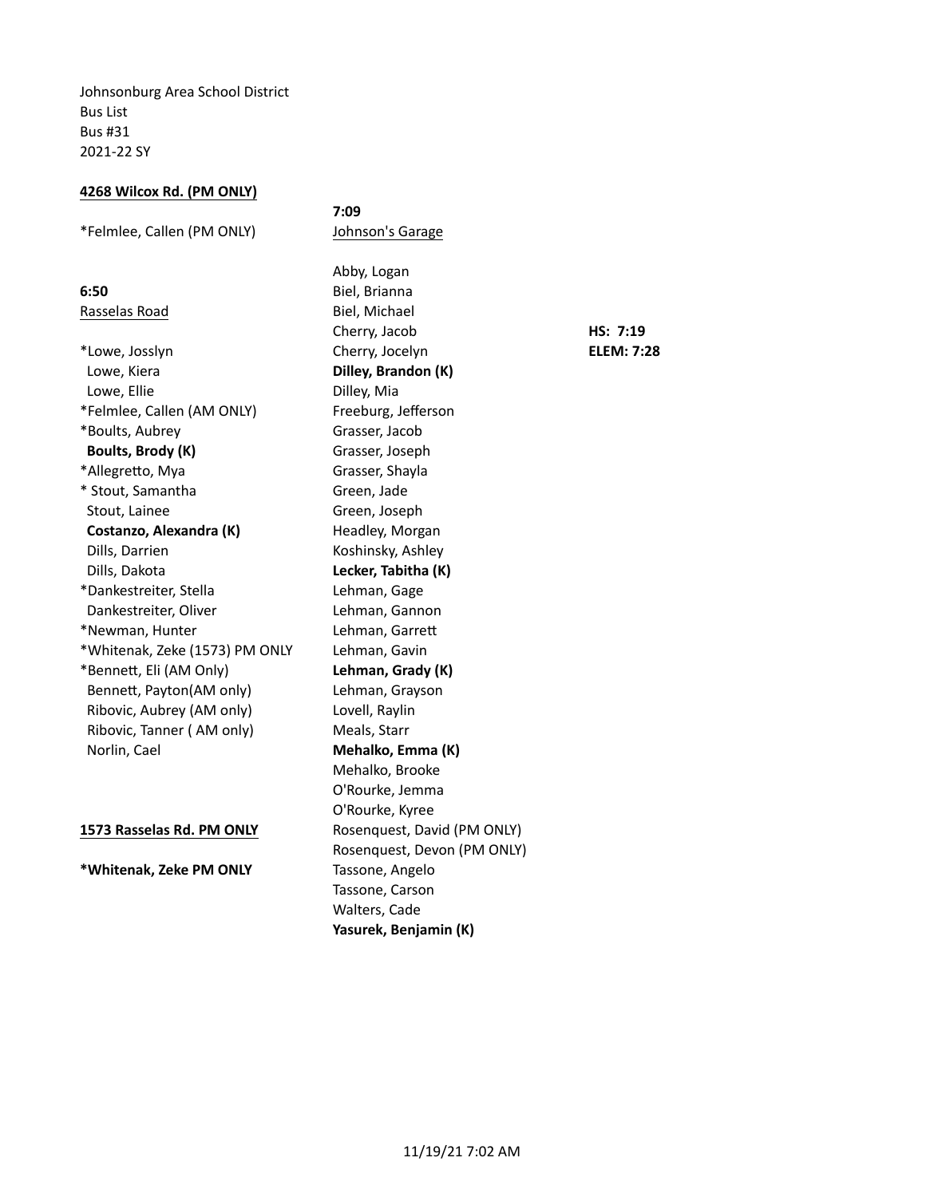Johnsonburg Area School District
Bus List
Bus #31
2021-22 SY

**4268 Wilcox Rd. (PM ONLY)**

*Felmlee, Callen (PM ONLY)

**6:50**
Rasselas Road

*Lowe, Josslyn
Lowe, Kiera
Lowe, Ellie
*Felmlee, Callen (AM ONLY)
*Boults, Aubrey
**Boults, Brody (K)**
*Allegretto, Mya
* Stout, Samantha
Stout, Lainee
**Costanzo, Alexandra (K)**
Dills, Darrien
Dills, Dakota
*Dankestreiter, Stella
Dankestreiter, Oliver
*Newman, Hunter
*Whitenak, Zeke (1573) PM ONLY
*Bennett, Eli (AM Only)
Bennett, Payton(AM only)
Ribovic, Aubrey (AM only)
Ribovic, Tanner ( AM only)
Norlin, Cael

**1573 Rasselas Rd. PM ONLY**

**\*Whitenak, Zeke PM ONLY**

**7:09**
Johnson's Garage

Abby, Logan
Biel, Brianna
Biel, Michael
Cherry, Jacob
Cherry, Jocelyn
**Dilley, Brandon (K)**
Dilley, Mia
Freeburg, Jefferson
Grasser, Jacob
Grasser, Joseph
Grasser, Shayla
Green, Jade
Green, Joseph
Headley, Morgan
Koshinsky, Ashley
**Lecker, Tabitha (K)**
Lehman, Gage
Lehman, Gannon
Lehman, Garrett
Lehman, Gavin
**Lehman, Grady (K)**
Lehman, Grayson
Lovell, Raylin
Meals, Starr
**Mehalko, Emma (K)**
Mehalko, Brooke
O'Rourke, Jemma
O'Rourke, Kyree
Rosenquest, David (PM ONLY)
Rosenquest, Devon (PM ONLY)
Tassone, Angelo
Tassone, Carson
Walters, Cade
**Yasurek, Benjamin (K)**

**HS: 7:19**
**ELEM: 7:28**

11/19/21 7:02 AM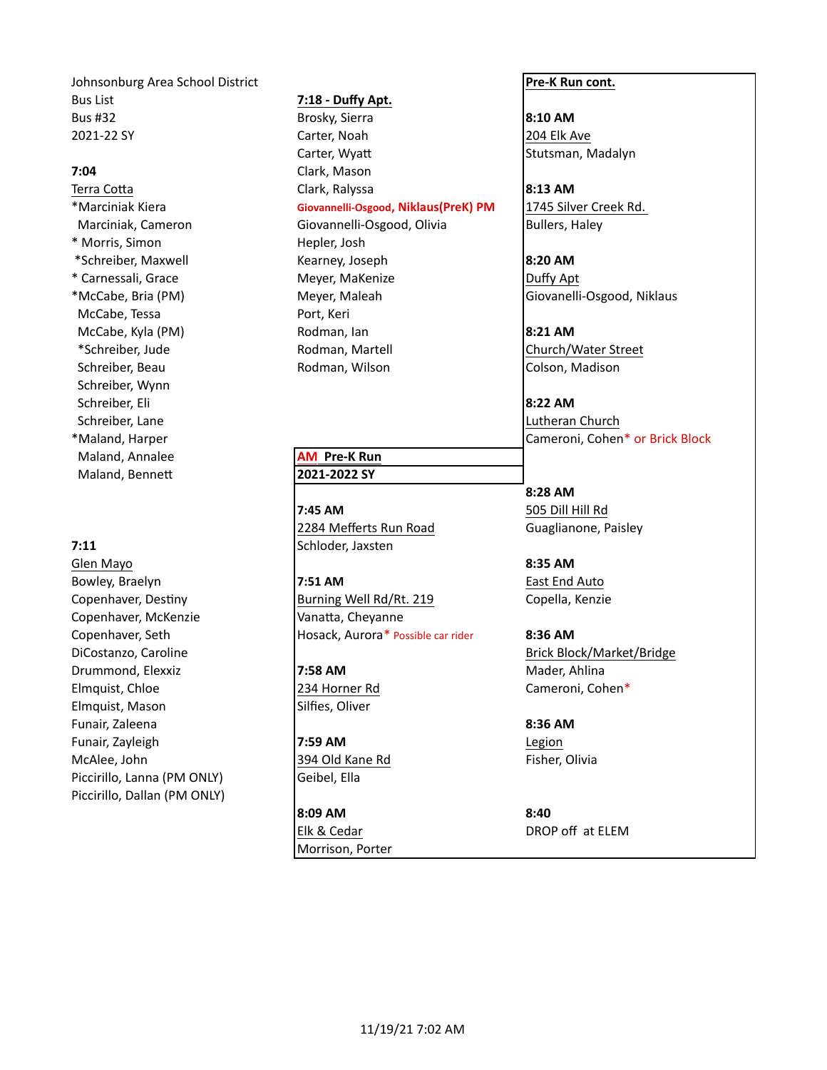Johnsonburg Area School District
Bus List
Bus #32
2021-22 SY

**7:04**

Terra Cotta

*Marciniak Kiera
Marciniak, Cameron
* Morris, Simon
*Schreiber, Maxwell
* Carnessali, Grace
*McCabe, Bria (PM)
McCabe, Tessa
McCabe, Kyla (PM)
*Schreiber, Jude
Schreiber, Beau
Schreiber, Wynn
Schreiber, Eli
Schreiber, Lane
*Maland, Harper
Maland, Annalee
Maland, Bennett

**7:11**

Glen Mayo

Bowley, Braelyn
Copenhaver, Destiny
Copenhaver, McKenzie
Copenhaver, Seth
DiCostanzo, Caroline
Drummond, Elexxiz
Elmquist, Chloe
Elmquist, Mason
Funair, Zaleena
Funair, Zayleigh
McAlee, John
Piccirillo, Lanna (PM ONLY)
Piccirillo, Dallan (PM ONLY)

**7:18 - Duffy Apt.**

Brosky, Sierra
Carter, Noah
Carter, Wyatt
Clark, Mason
Clark, Ralyssa
**Giovannelli-Osgood, Niklaus(PreK) PM**
Giovannelli-Osgood, Olivia
Hepler, Josh
Kearney, Joseph
Meyer, MaKenize
Meyer, Maleah
Port, Keri
Rodman, Ian
Rodman, Martell
Rodman, Wilson

**AM Pre-K Run**
**2021-2022 SY**

**7:45 AM**
2284 Mefferts Run Road
Schloder, Jaxsten

**7:51 AM**
Burning Well Rd/Rt. 219
Vanatta, Cheyanne
Hosack, Aurora* Possible car rider

**7:58 AM**
234 Horner Rd
Silfies, Oliver

**7:59 AM**
394 Old Kane Rd
Geibel, Ella

**8:09 AM**
Elk & Cedar
Morrison, Porter

**Pre-K Run cont.**

**8:10 AM**
204 Elk Ave
Stutsman, Madalyn

**8:13 AM**
1745 Silver Creek Rd.
Bullers, Haley

**8:20 AM**
Duffy Apt
Giovanelli-Osgood, Niklaus

**8:21 AM**
Church/Water Street
Colson, Madison

**8:22 AM**
Lutheran Church
Cameroni, Cohen* or Brick Block

**8:28 AM**
505 Dill Hill Rd
Guaglianone, Paisley

**8:35 AM**
East End Auto
Copella, Kenzie

**8:36 AM**
Brick Block/Market/Bridge
Mader, Ahlina
Cameroni, Cohen*

**8:36 AM**
Legion
Fisher, Olivia

**8:40**
DROP off at ELEM

11/19/21 7:02 AM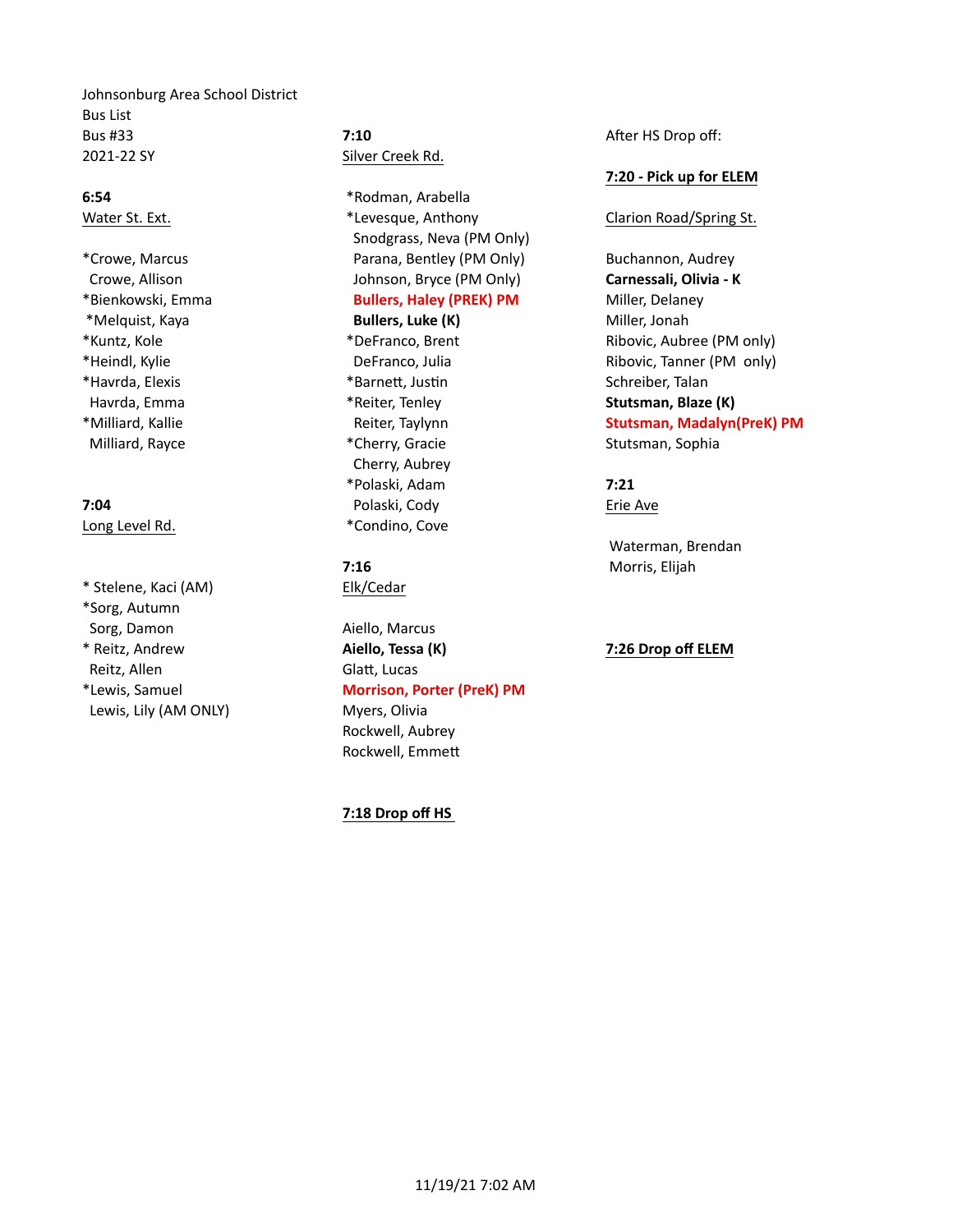Johnsonburg Area School District
Bus List
Bus #33
2021-22 SY

**6:54**
Water St. Ext.

*Crowe, Marcus
Crowe, Allison
*Bienkowski, Emma
*Melquist, Kaya
*Kuntz, Kole
*Heindl, Kylie
*Havrda, Elexis
Havrda, Emma
*Milliard, Kallie
Milliard, Rayce

**7:04**
Long Level Rd.

* Stelene, Kaci (AM)
*Sorg, Autumn
Sorg, Damon
* Reitz, Andrew
Reitz, Allen
*Lewis, Samuel
Lewis, Lily (AM ONLY)

**7:10**
Silver Creek Rd.

*Rodman, Arabella
*Levesque, Anthony
Snodgrass, Neva (PM Only)
Parana, Bentley (PM Only)
Johnson, Bryce (PM Only)
**Bullers, Haley (PREK) PM**
**Bullers, Luke (K)**
*DeFranco, Brent
DeFranco, Julia
*Barnett, Justin
*Reiter, Tenley
Reiter, Taylynn
*Cherry, Gracie
Cherry, Aubrey
*Polaski, Adam
Polaski, Cody
*Condino, Cove

**7:16**
Elk/Cedar

Aiello, Marcus
**Aiello, Tessa (K)**
Glatt, Lucas
**Morrison, Porter (PreK) PM**
Myers, Olivia
Rockwell, Aubrey
Rockwell, Emmett

**7:18 Drop off HS**

After HS Drop off:

**7:20 - Pick up for ELEM**

Clarion Road/Spring St.

Buchannon, Audrey
**Carnessali, Olivia - K**
Miller, Delaney
Miller, Jonah
Ribovic, Aubree (PM only)
Ribovic, Tanner (PM only)
Schreiber, Talan
**Stutsman, Blaze (K)**
**Stutsman, Madalyn(PreK) PM**
Stutsman, Sophia

**7:21**
Erie Ave

Waterman, Brendan
Morris, Elijah

**7:26 Drop off ELEM**

11/19/21 7:02 AM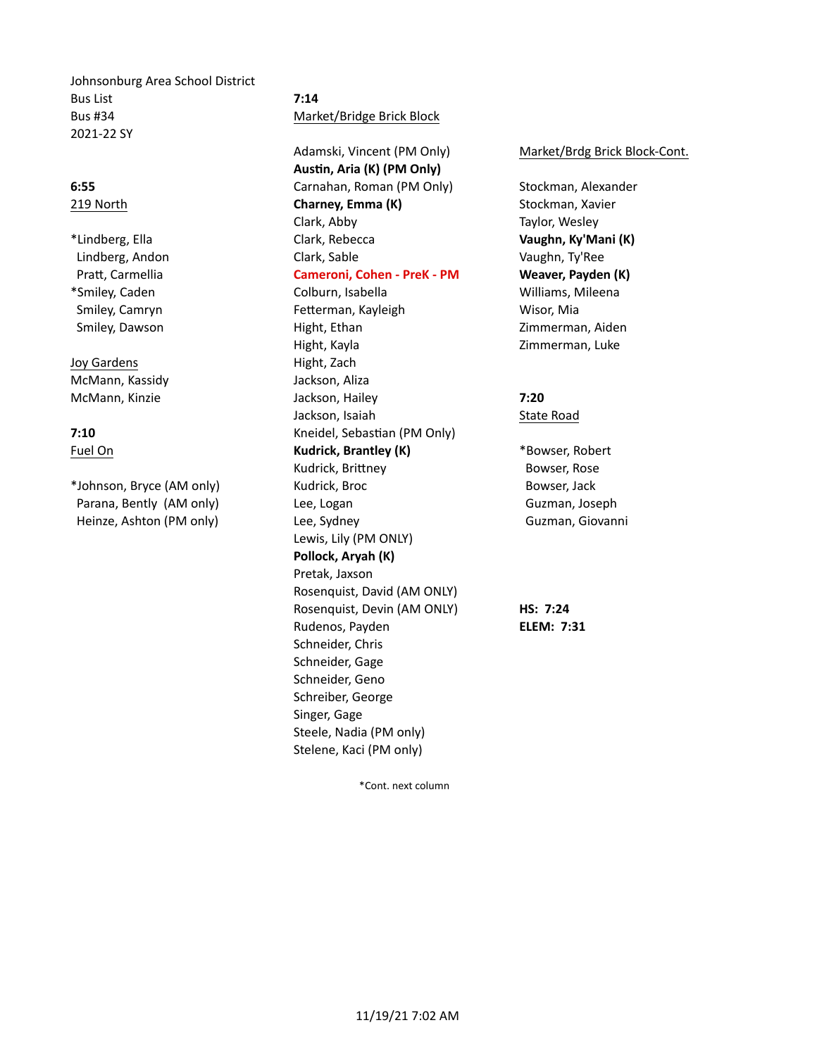Johnsonburg Area School District
Bus List
Bus #34
2021-22 SY

**6:55**
219 North

*Lindberg, Ella
Lindberg, Andon
Pratt, Carmellia
*Smiley, Caden
Smiley, Camryn
Smiley, Dawson

Joy Gardens
McMann, Kassidy
McMann, Kinzie

**7:10**
Fuel On

*Johnson, Bryce (AM only)
Parana, Bently (AM only)
Heinze, Ashton (PM only)

**7:14**
Market/Bridge Brick Block

Adamski, Vincent (PM Only)
**Austin, Aria (K) (PM Only)**
Carnahan, Roman (PM Only)
**Charney, Emma (K)**
Clark, Abby
Clark, Rebecca
Clark, Sable
**Cameroni, Cohen - PreK - PM**
Colburn, Isabella
Fetterman, Kayleigh
Hight, Ethan
Hight, Kayla
Hight, Zach
Jackson, Aliza
Jackson, Hailey
Jackson, Isaiah
Kneidel, Sebastian (PM Only)
**Kudrick, Brantley (K)**
Kudrick, Brittney
Kudrick, Broc
Lee, Logan
Lee, Sydney
Lewis, Lily (PM ONLY)
**Pollock, Aryah (K)**
Pretak, Jaxson
Rosenquist, David (AM ONLY)
Rosenquist, Devin (AM ONLY)
Rudenos, Payden
Schneider, Chris
Schneider, Gage
Schneider, Geno
Schreiber, George
Singer, Gage
Steele, Nadia (PM only)
Stelene, Kaci (PM only)

*Cont. next column

Market/Brdg Brick Block-Cont.

Stockman, Alexander
Stockman, Xavier
Taylor, Wesley
**Vaughn, Ky'Mani (K)**
Vaughn, Ty'Ree
**Weaver, Payden (K)**
Williams, Mileena
Wisor, Mia
Zimmerman, Aiden
Zimmerman, Luke

**7:20**
State Road

*Bowser, Robert
Bowser, Rose
Bowser, Jack
Guzman, Joseph
Guzman, Giovanni

**HS: 7:24**
**ELEM: 7:31**

11/19/21 7:02 AM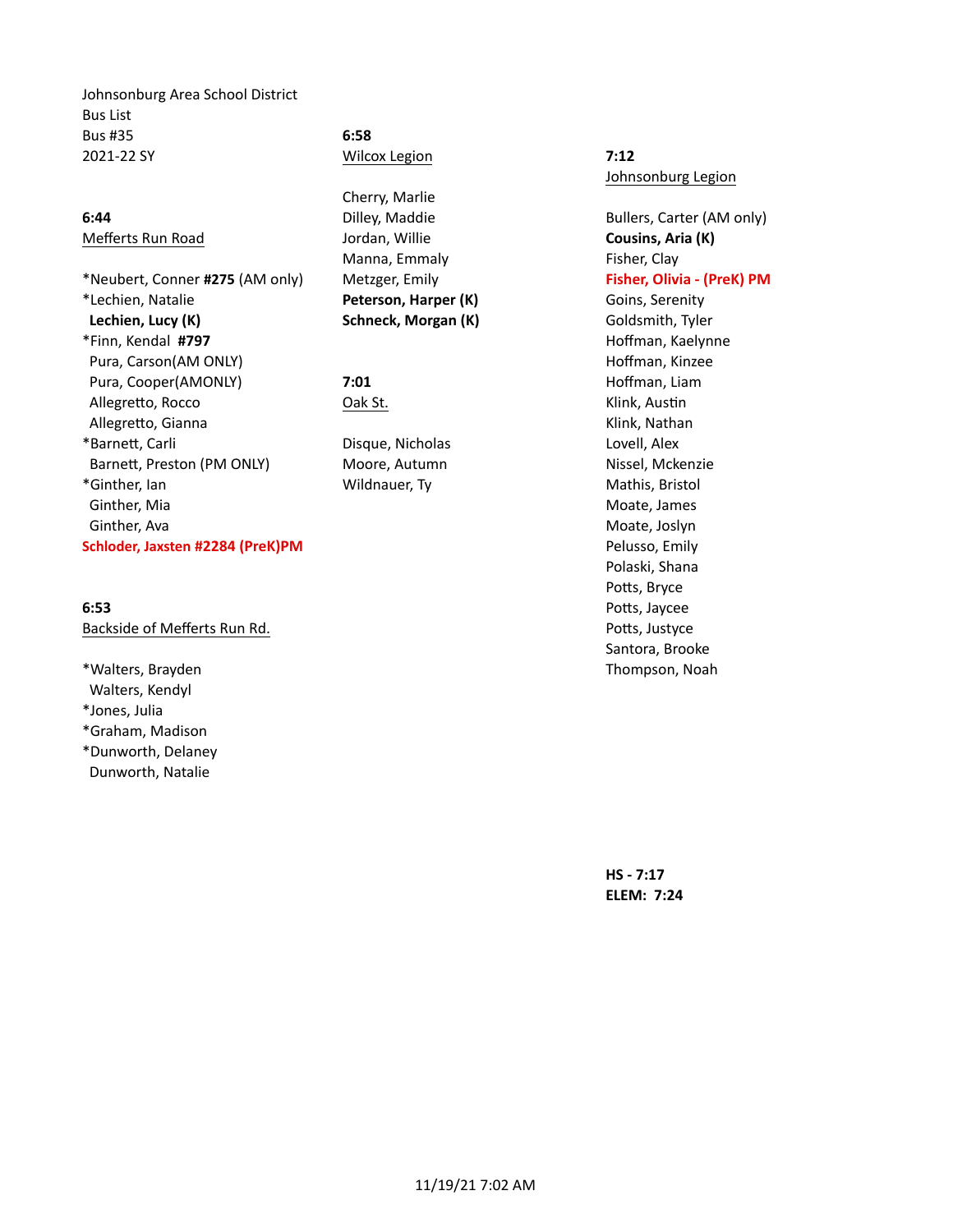Johnsonburg Area School District
Bus List
Bus #35
2021-22 SY

**6:44**
Mefferts Run Road

*Neubert, Conner **#275** (AM only)
*Lechien, Natalie
**Lechien, Lucy (K)**
*Finn, Kendal **#797**
Pura, Carson(AM ONLY)
Pura, Cooper(AMONLY)
Allegretto, Rocco
Allegretto, Gianna
*Barnett, Carli
Barnett, Preston (PM ONLY)
*Ginther, Ian
Ginther, Mia
Ginther, Ava
**Schloder, Jaxsten #2284 (PreK)PM**

**6:53**
Backside of Mefferts Run Rd.

*Walters, Brayden
Walters, Kendyl
*Jones, Julia
*Graham, Madison
*Dunworth, Delaney
Dunworth, Natalie

**6:58**
Wilcox Legion

Cherry, Marlie
Dilley, Maddie
Jordan, Willie
Manna, Emmaly
Metzger, Emily
**Peterson, Harper (K)**
**Schneck, Morgan (K)**

**7:01**
Oak St.

Disque, Nicholas
Moore, Autumn
Wildnauer, Ty

**7:12**
Johnsonburg Legion

Bullers, Carter (AM only)
**Cousins, Aria (K)**
Fisher, Clay
**Fisher, Olivia - (PreK) PM**
Goins, Serenity
Goldsmith, Tyler
Hoffman, Kaelynne
Hoffman, Kinzee
Hoffman, Liam
Klink, Austin
Klink, Nathan
Lovell, Alex
Nissel, Mckenzie
Mathis, Bristol
Moate, James
Moate, Joslyn
Pelusso, Emily
Polaski, Shana
Potts, Bryce
Potts, Jaycee
Potts, Justyce
Santora, Brooke
Thompson, Noah

**HS - 7:17**
**ELEM: 7:24**

11/19/21 7:02 AM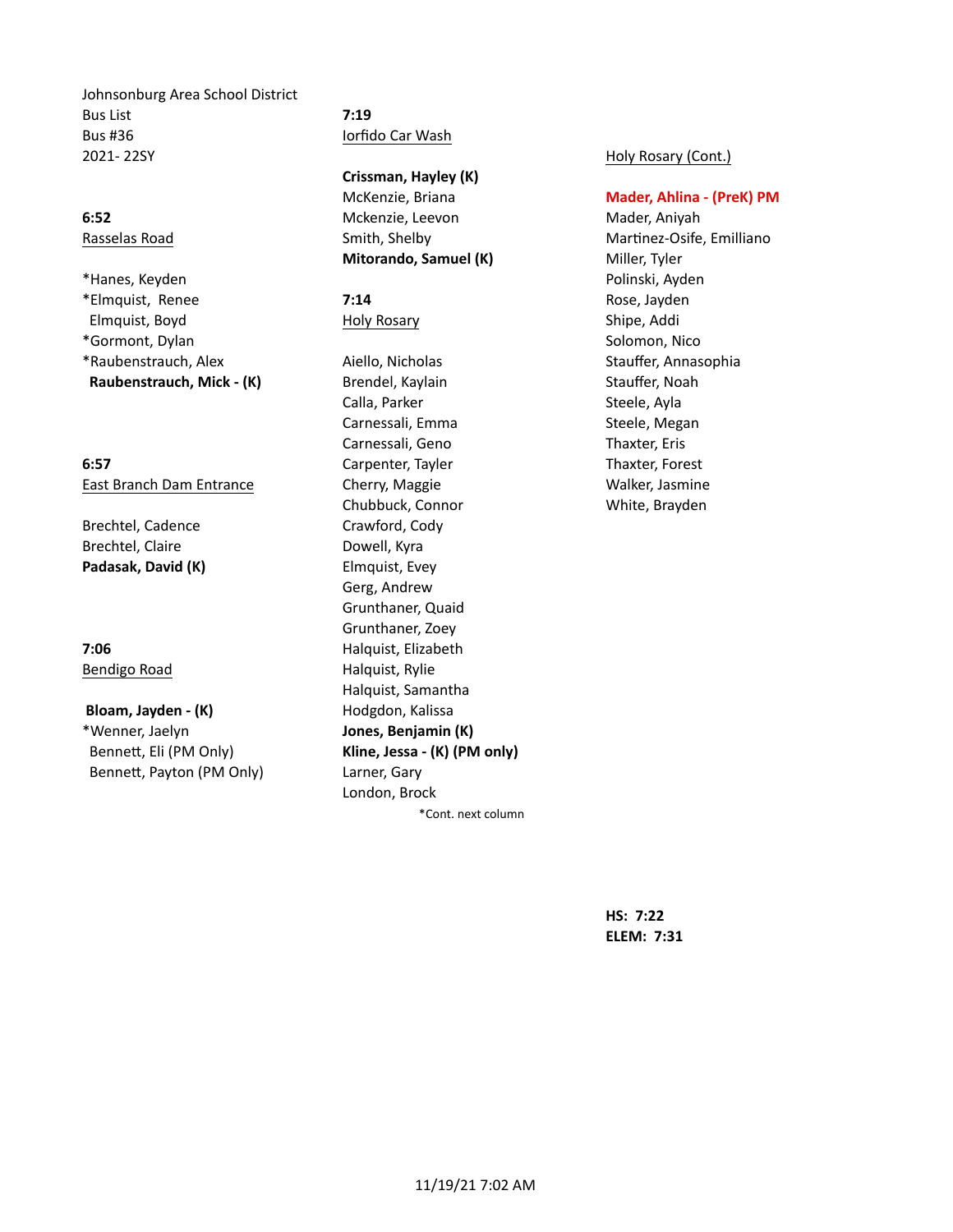Johnsonburg Area School District
Bus List
Bus #36
2021- 22SY

**6:52**
Rasselas Road

*Hanes, Keyden
*Elmquist, Renee
Elmquist, Boyd
*Gormont, Dylan
*Raubenstrauch, Alex
**Raubenstrauch, Mick - (K)**

**6:57**
East Branch Dam Entrance

Brechtel, Cadence
Brechtel, Claire
**Padasak, David (K)**

**7:06**
Bendigo Road

**Bloam, Jayden - (K)**
*Wenner, Jaelyn
Bennett, Eli (PM Only)
Bennett, Payton (PM Only)

**7:19**
Iorfido Car Wash

**Crissman, Hayley (K)**
McKenzie, Briana
Mckenzie, Leevon
Smith, Shelby
**Mitorando, Samuel (K)**

**7:14**
Holy Rosary

Aiello, Nicholas
Brendel, Kaylain
Calla, Parker
Carnessali, Emma
Carnessali, Geno
Carpenter, Tayler
Cherry, Maggie
Chubbuck, Connor
Crawford, Cody
Dowell, Kyra
Elmquist, Evey
Gerg, Andrew
Grunthaner, Quaid
Grunthaner, Zoey
Halquist, Elizabeth
Halquist, Rylie
Halquist, Samantha
Hodgdon, Kalissa
**Jones, Benjamin (K)**
**Kline, Jessa - (K) (PM only)**
Larner, Gary
London, Brock

*Cont. next column

Holy Rosary (Cont.)

**Mader, Ahlina - (PreK) PM**
Mader, Aniyah
Martinez-Osife, Emilliano
Miller, Tyler
Polinski, Ayden
Rose, Jayden
Shipe, Addi
Solomon, Nico
Stauffer, Annasophia
Stauffer, Noah
Steele, Ayla
Steele, Megan
Thaxter, Eris
Thaxter, Forest
Walker, Jasmine
White, Brayden

**HS: 7:22**
**ELEM: 7:31**

11/19/21 7:02 AM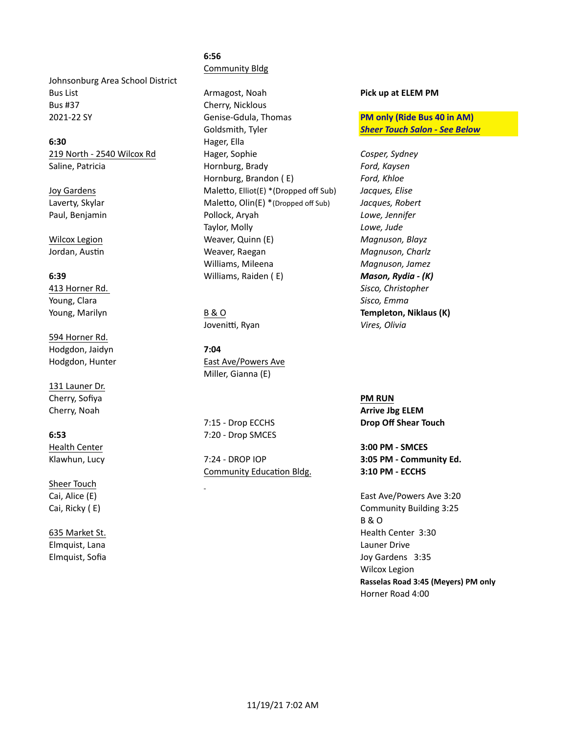Johnsonburg Area School District
Bus List
Bus #37
2021-22 SY

**6:30**

219 North - 2540 Wilcox Rd
Saline, Patricia

Joy Gardens
Laverty, Skylar
Paul, Benjamin

Wilcox Legion
Jordan, Austin

**6:39**

413 Horner Rd.
Young, Clara
Young, Marilyn

594 Horner Rd.
Hodgdon, Jaidyn
Hodgdon, Hunter

131 Launer Dr.
Cherry, Sofiya
Cherry, Noah

**6:53**

Health Center
Klawhun, Lucy

Sheer Touch
Cai, Alice (E)
Cai, Ricky ( E)

635 Market St.
Elmquist, Lana
Elmquist, Sofia

**6:56**

Community Bldg
Armagost, Noah
Cherry, Nicklous
Genise-Gdula, Thomas
Goldsmith, Tyler
Hager, Ella
Hager, Sophie
Hornburg, Brady
Hornburg, Brandon ( E)
Maletto, Elliot(E) *(Dropped off Sub)
Maletto, Olin(E) *(Dropped off Sub)
Pollock, Aryah
Taylor, Molly
Weaver, Quinn (E)
Weaver, Raegan
Williams, Mileena
Williams, Raiden ( E)

B & O
Jovenitti, Ryan

**7:04**

East Ave/Powers Ave
Miller, Gianna (E)

7:15 - Drop ECCHS
7:20 - Drop SMCES

7:24 - DROP IOP
Community Education Bldg.

**Pick up at ELEM PM**

**PM only (Ride Bus 40 in AM)**
***Sheer Touch Salon - See Below***

*Cosper, Sydney*
*Ford, Kaysen*
*Ford, Khloe*
*Jacques, Elise*
*Jacques, Robert*
*Lowe, Jennifer*
*Lowe, Jude*
*Magnuson, Blayz*
*Magnuson, Charlz*
*Magnuson, Jamez*
***Mason, Rydia - (K)***
*Sisco, Christopher*
*Sisco, Emma*
**Templeton, Niklaus (K)**
*Vires, Olivia*

**PM RUN**
**Arrive Jbg ELEM**
**Drop Off Shear Touch**

**3:00 PM - SMCES**
**3:05 PM - Community Ed.**
**3:10 PM - ECCHS**

East Ave/Powers Ave 3:20
Community Building 3:25
B & O
Health Center 3:30
Launer Drive
Joy Gardens 3:35
Wilcox Legion
**Rasselas Road 3:45 (Meyers) PM only**
Horner Road 4:00

11/19/21 7:02 AM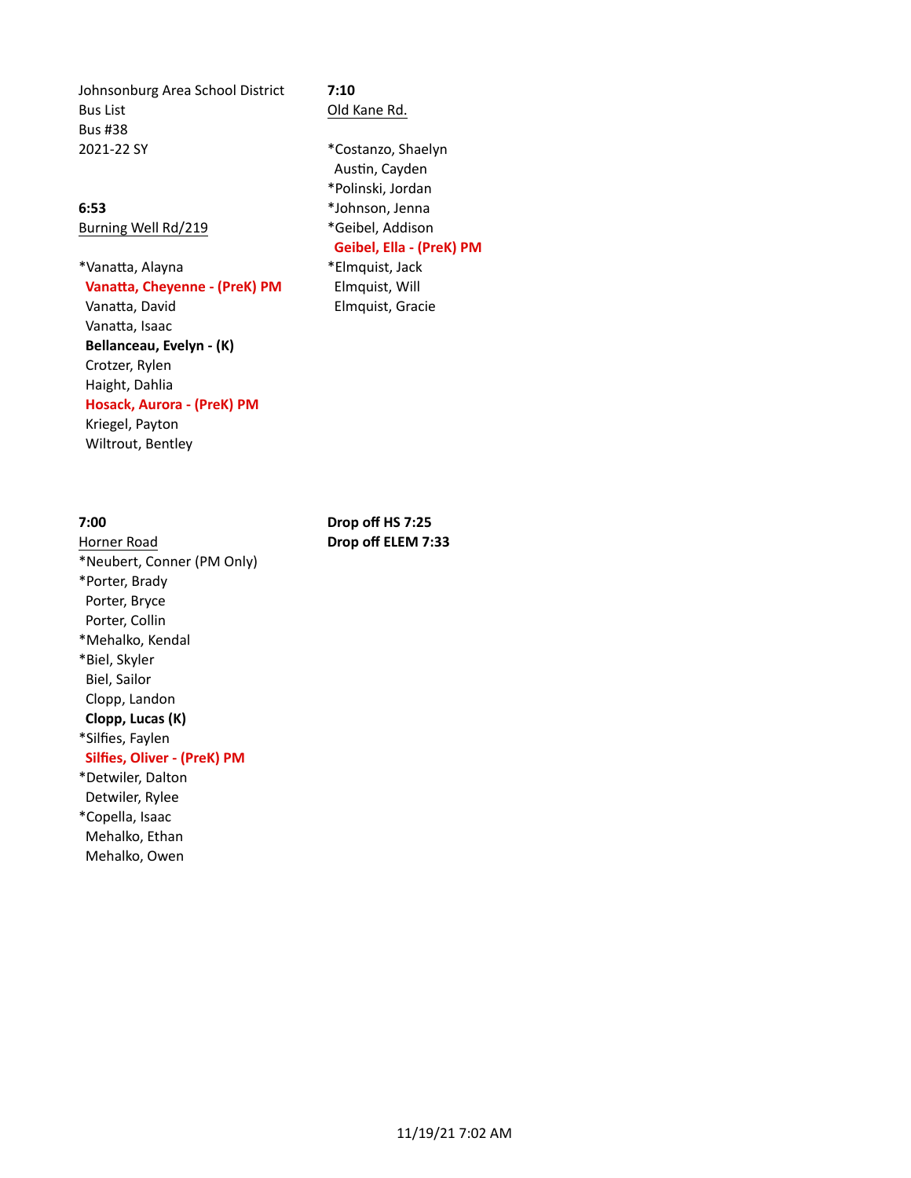Johnsonburg Area School District
Bus List
Bus #38
2021-22 SY

**6:53**
Burning Well Rd/219

*Vanatta, Alayna
**Vanatta, Cheyenne - (PreK) PM**
Vanatta, David
Vanatta, Isaac
**Bellanceau, Evelyn - (K)**
Crotzer, Rylen
Haight, Dahlia
**Hosack, Aurora - (PreK) PM**
Kriegel, Payton
Wiltrout, Bentley

**7:00**
Horner Road
*Neubert, Conner (PM Only)
*Porter, Brady
Porter, Bryce
Porter, Collin
*Mehalko, Kendal
*Biel, Skyler
Biel, Sailor
Clopp, Landon
**Clopp, Lucas (K)**
*Silfies, Faylen
**Silfies, Oliver - (PreK) PM**
*Detwiler, Dalton
Detwiler, Rylee
*Copella, Isaac
Mehalko, Ethan
Mehalko, Owen

**7:10**
Old Kane Rd.

*Costanzo, Shaelyn
Austin, Cayden
*Polinski, Jordan
*Johnson, Jenna
*Geibel, Addison
**Geibel, Ella - (PreK) PM**
*Elmquist, Jack
Elmquist, Will
Elmquist, Gracie

**Drop off HS 7:25**
**Drop off ELEM 7:33**

11/19/21 7:02 AM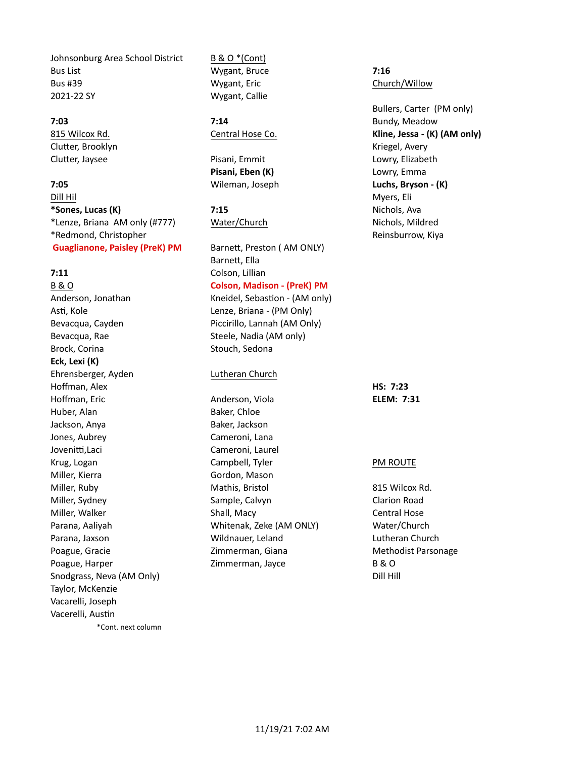Johnsonburg Area School District
Bus List
Bus #39
2021-22 SY

**7:03**

815 Wilcox Rd.

Clutter, Brooklyn
Clutter, Jaysee

**7:05**

Dill Hil

**\*Sones, Lucas (K)**
\*Lenze, Briana AM only (#777)
\*Redmond, Christopher
**Guaglianone, Paisley (PreK) PM**

**7:11**

B & O

Anderson, Jonathan
Asti, Kole
Bevacqua, Cayden
Bevacqua, Rae
Brock, Corina
**Eck, Lexi (K)**
Ehrensberger, Ayden
Hoffman, Alex
Hoffman, Eric
Huber, Alan
Jackson, Anya
Jones, Aubrey
Jovenitti,Laci
Krug, Logan
Miller, Kierra
Miller, Ruby
Miller, Sydney
Miller, Walker
Parana, Aaliyah
Parana, Jaxson
Poague, Gracie
Poague, Harper
Snodgrass, Neva (AM Only)
Taylor, McKenzie
Vacarelli, Joseph
Vacerelli, Austin

\*Cont. next column

B & O \*(Cont)

Wygant, Bruce
Wygant, Eric
Wygant, Callie

**7:14**

Central Hose Co.

Pisani, Emmit
**Pisani, Eben (K)**
Wileman, Joseph

**7:15**

Water/Church

Barnett, Preston ( AM ONLY)
Barnett, Ella
Colson, Lillian
**Colson, Madison - (PreK) PM**
Kneidel, Sebastion - (AM only)
Lenze, Briana - (PM Only)
Piccirillo, Lannah (AM Only)
Steele, Nadia (AM only)
Stouch, Sedona

Lutheran Church

Anderson, Viola
Baker, Chloe
Baker, Jackson
Cameroni, Lana
Cameroni, Laurel
Campbell, Tyler
Gordon, Mason
Mathis, Bristol
Sample, Calvyn
Shall, Macy
Whitenak, Zeke (AM ONLY)
Wildnauer, Leland
Zimmerman, Giana
Zimmerman, Jayce

**7:16**

Church/Willow

Bullers, Carter (PM only)
Bundy, Meadow
**Kline, Jessa - (K) (AM only)**
Kriegel, Avery
Lowry, Elizabeth
Lowry, Emma
**Luchs, Bryson - (K)**
Myers, Eli
Nichols, Ava
Nichols, Mildred
Reinsburrow, Kiya

**HS: 7:23**
**ELEM: 7:31**

PM ROUTE

815 Wilcox Rd.
Clarion Road
Central Hose
Water/Church
Lutheran Church
Methodist Parsonage
B & O
Dill Hill

11/19/21 7:02 AM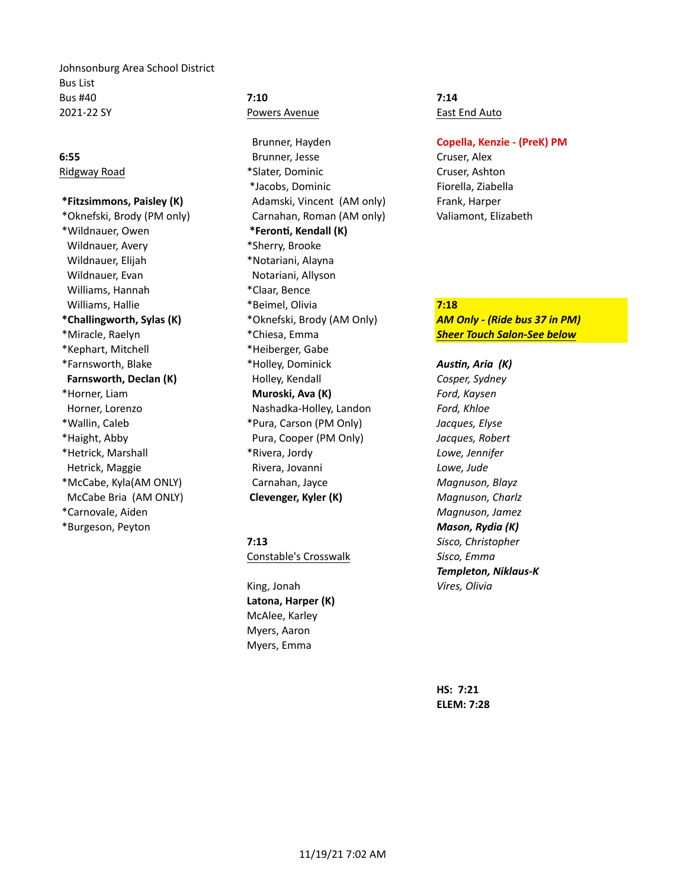Johnsonburg Area School District
Bus List
Bus #40
2021-22 SY

**6:55**
Ridgway Road

**\*Fitzsimmons, Paisley (K)**
\*Oknefski, Brody (PM only)
\*Wildnauer, Owen
Wildnauer, Avery
Wildnauer, Elijah
Wildnauer, Evan
Williams, Hannah
Williams, Hallie
**\*Challingworth, Sylas (K)**
\*Miracle, Raelyn
\*Kephart, Mitchell
\*Farnsworth, Blake
**Farnsworth, Declan (K)**
\*Horner, Liam
Horner, Lorenzo
\*Wallin, Caleb
\*Haight, Abby
\*Hetrick, Marshall
Hetrick, Maggie
\*McCabe, Kyla(AM ONLY)
McCabe Bria (AM ONLY)
\*Carnovale, Aiden
\*Burgeson, Peyton

**7:10**
Powers Avenue

Brunner, Hayden
Brunner, Jesse
\*Slater, Dominic
\*Jacobs, Dominic
Adamski, Vincent (AM only)
Carnahan, Roman (AM only)
**\*Feronti, Kendall (K)**
\*Sherry, Brooke
\*Notariani, Alayna
Notariani, Allyson
\*Claar, Bence
\*Beimel, Olivia
\*Oknefski, Brody (AM Only)
\*Chiesa, Emma
\*Heiberger, Gabe
\*Holley, Dominick
Holley, Kendall
**Muroski, Ava (K)**
Nashadka-Holley, Landon
\*Pura, Carson (PM Only)
Pura, Cooper (PM Only)
\*Rivera, Jordy
Rivera, Jovanni
Carnahan, Jayce
**Clevenger, Kyler (K)**

**7:13**
Constable's Crosswalk

King, Jonah
**Latona, Harper (K)**
McAlee, Karley
Myers, Aaron
Myers, Emma

**7:14**
East End Auto

**Copella, Kenzie - (PreK) PM**
Cruser, Alex
Cruser, Ashton
Fiorella, Ziabella
Frank, Harper
Valiamont, Elizabeth

**7:18**
***AM Only - (Ride bus 37 in PM)***
***Sheer Touch Salon-See below***

***Austin, Aria (K)***
*Cosper, Sydney*
*Ford, Kaysen*
*Ford, Khloe*
*Jacques, Elyse*
*Jacques, Robert*
*Lowe, Jennifer*
*Lowe, Jude*
*Magnuson, Blayz*
*Magnuson, Charlz*
*Magnuson, Jamez*
***Mason, Rydia (K)***
*Sisco, Christopher*
*Sisco, Emma*
***Templeton, Niklaus-K***
*Vires, Olivia*

**HS: 7:21**
**ELEM: 7:28**

11/19/21 7:02 AM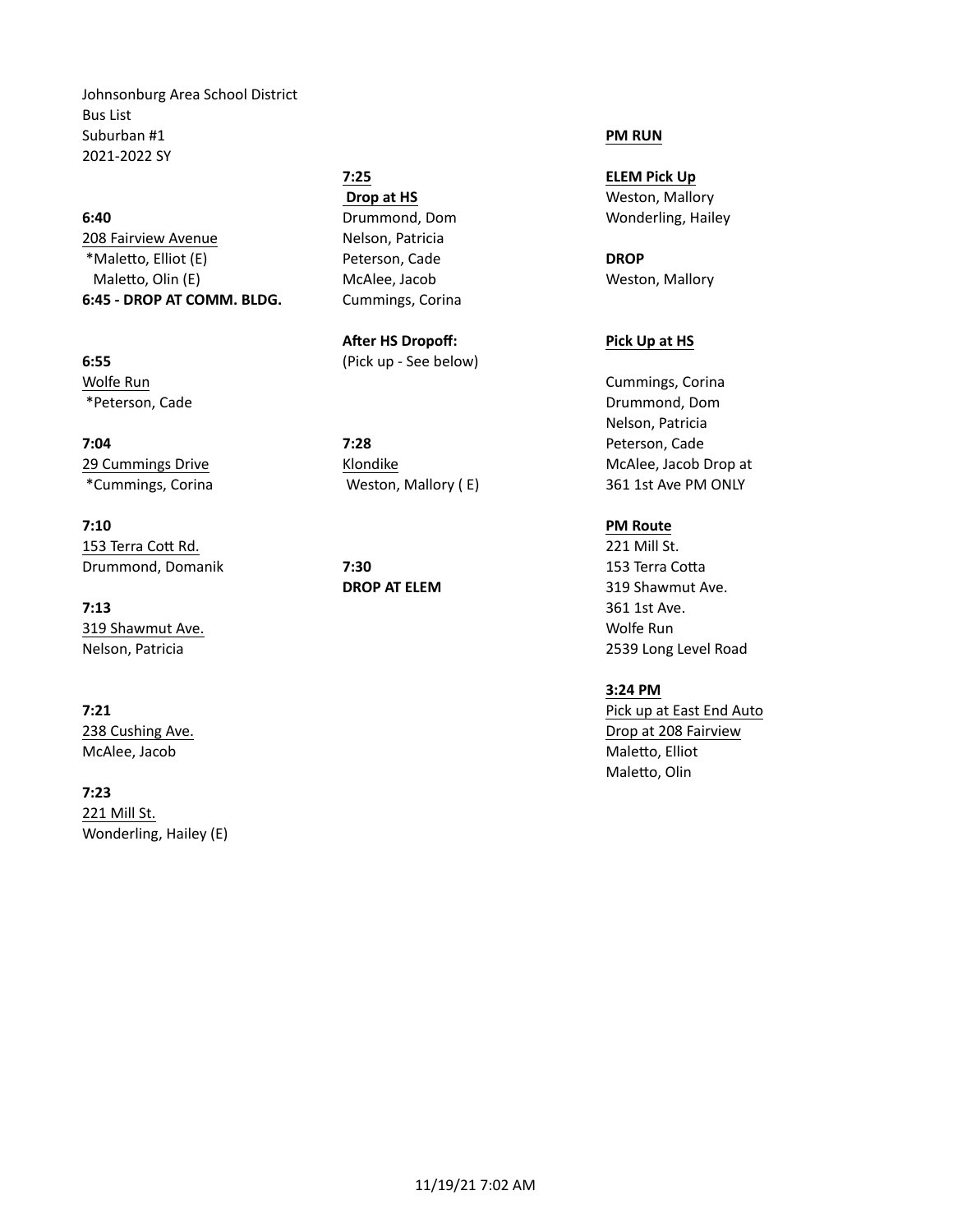Johnsonburg Area School District
Bus List
Suburban #1
2021-2022 SY

**6:40**
208 Fairview Avenue
*Maletto, Elliot (E)
Maletto, Olin (E)
**6:45 - DROP AT COMM. BLDG.**

**6:55**
Wolfe Run
*Peterson, Cade

**7:04**
29 Cummings Drive
*Cummings, Corina

**7:10**
153 Terra Cott Rd.
Drummond, Domanik

**7:13**
319 Shawmut Ave.
Nelson, Patricia

**7:21**
238 Cushing Ave.
McAlee, Jacob

**7:23**
221 Mill St.
Wonderling, Hailey (E)

**7:25**
**Drop at HS**
Drummond, Dom
Nelson, Patricia
Peterson, Cade
McAlee, Jacob
Cummings, Corina

**After HS Dropoff:**
(Pick up - See below)

**7:28**
Klondike
Weston, Mallory ( E)

**7:30**
**DROP AT ELEM**

**PM RUN**

**ELEM Pick Up**
Weston, Mallory
Wonderling, Hailey

**DROP**
Weston, Mallory

**Pick Up at HS**
Cummings, Corina
Drummond, Dom
Nelson, Patricia
Peterson, Cade
McAlee, Jacob Drop at
361 1st Ave PM ONLY

**PM Route**
221 Mill St.
153 Terra Cotta
319 Shawmut Ave.
361 1st Ave.
Wolfe Run
2539 Long Level Road

**3:24 PM**
Pick up at East End Auto
Drop at 208 Fairview
Maletto, Elliot
Maletto, Olin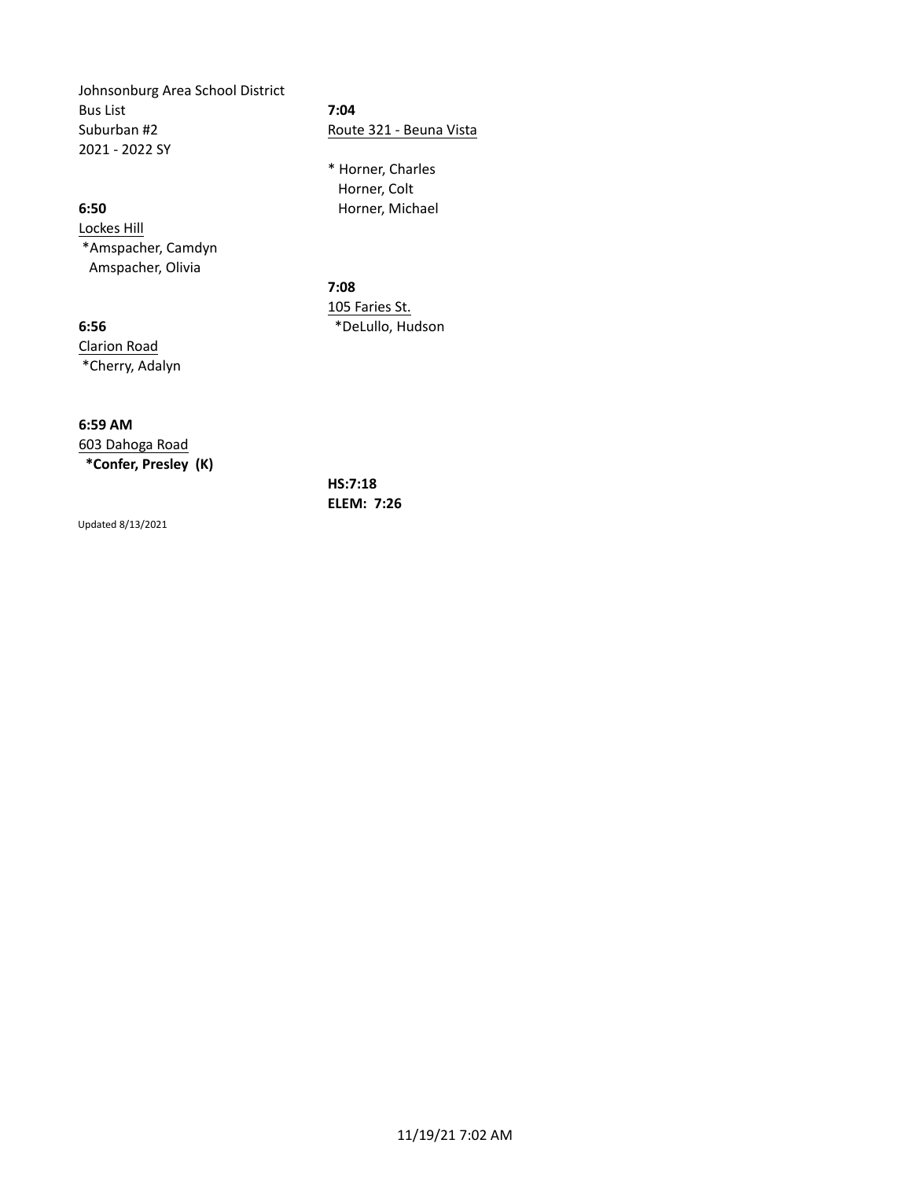Johnsonburg Area School District
Bus List
Suburban #2
2021 - 2022 SY

**6:50**
Lockes Hill
*Amspacher, Camdyn
Amspacher, Olivia

**6:56**
Clarion Road
*Cherry, Adalyn

**6:59 AM**
603 Dahoga Road
**\*Confer, Presley (K)**

**7:04**
Route 321 - Beuna Vista

* Horner, Charles
Horner, Colt
Horner, Michael

**7:08**
105 Faries St.
*DeLullo, Hudson

**HS:7:18**
**ELEM: 7:26**

Updated 8/13/2021